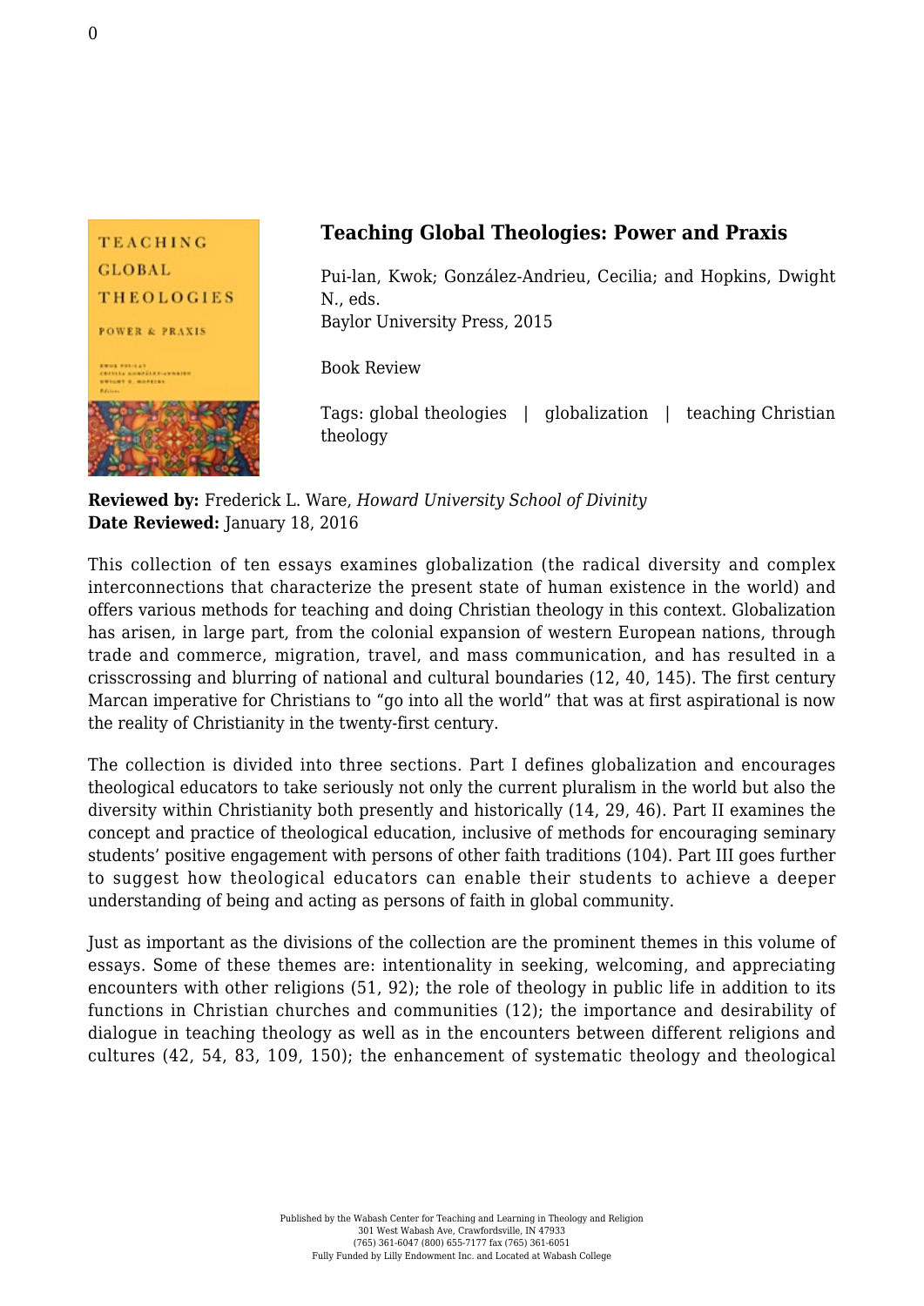## Teaching Global Theologies: Power and Praxis

Pui-lan, Kwok; González-Andrieu, Cecilia; and Hopkins, Dwight N., eds.
Baylor University Press, 2015

Book Review

Tags: global theologies | globalization | teaching Christian theology

**Reviewed by:** Frederick L. Ware, *Howard University School of Divinity*
**Date Reviewed:** January 18, 2016

This collection of ten essays examines globalization (the radical diversity and complex interconnections that characterize the present state of human existence in the world) and offers various methods for teaching and doing Christian theology in this context. Globalization has arisen, in large part, from the colonial expansion of western European nations, through trade and commerce, migration, travel, and mass communication, and has resulted in a crisscrossing and blurring of national and cultural boundaries (12, 40, 145). The first century Marcan imperative for Christians to "go into all the world" that was at first aspirational is now the reality of Christianity in the twenty-first century.

The collection is divided into three sections. Part I defines globalization and encourages theological educators to take seriously not only the current pluralism in the world but also the diversity within Christianity both presently and historically (14, 29, 46). Part II examines the concept and practice of theological education, inclusive of methods for encouraging seminary students' positive engagement with persons of other faith traditions (104). Part III goes further to suggest how theological educators can enable their students to achieve a deeper understanding of being and acting as persons of faith in global community.

Just as important as the divisions of the collection are the prominent themes in this volume of essays. Some of these themes are: intentionality in seeking, welcoming, and appreciating encounters with other religions (51, 92); the role of theology in public life in addition to its functions in Christian churches and communities (12); the importance and desirability of dialogue in teaching theology as well as in the encounters between different religions and cultures (42, 54, 83, 109, 150); the enhancement of systematic theology and theological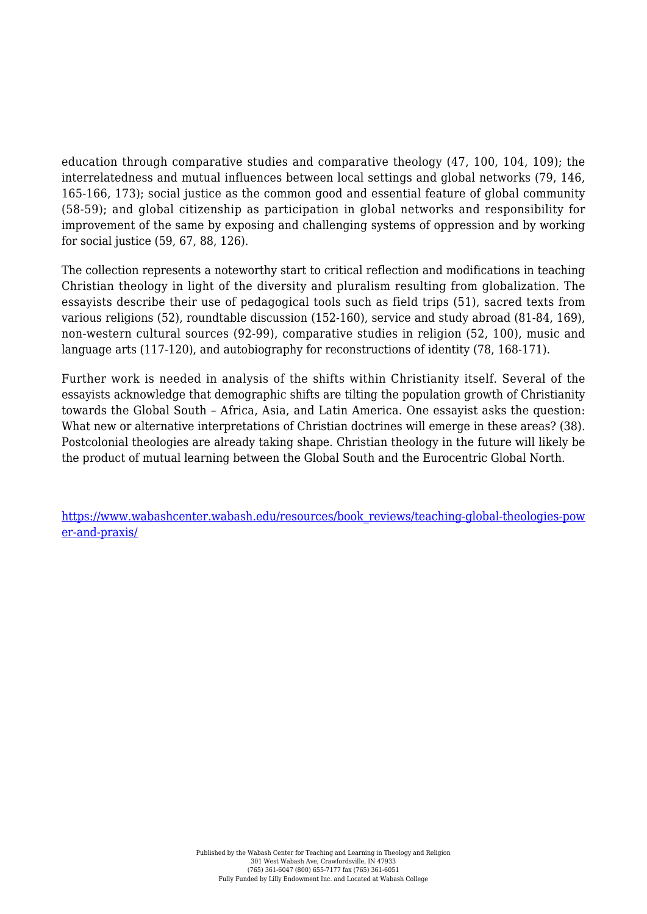education through comparative studies and comparative theology (47, 100, 104, 109); the interrelatedness and mutual influences between local settings and global networks (79, 146, 165-166, 173); social justice as the common good and essential feature of global community (58-59); and global citizenship as participation in global networks and responsibility for improvement of the same by exposing and challenging systems of oppression and by working for social justice (59, 67, 88, 126).

The collection represents a noteworthy start to critical reflection and modifications in teaching Christian theology in light of the diversity and pluralism resulting from globalization. The essayists describe their use of pedagogical tools such as field trips (51), sacred texts from various religions (52), roundtable discussion (152-160), service and study abroad (81-84, 169), non-western cultural sources (92-99), comparative studies in religion (52, 100), music and language arts (117-120), and autobiography for reconstructions of identity (78, 168-171).

Further work is needed in analysis of the shifts within Christianity itself. Several of the essayists acknowledge that demographic shifts are tilting the population growth of Christianity towards the Global South – Africa, Asia, and Latin America. One essayist asks the question: What new or alternative interpretations of Christian doctrines will emerge in these areas? (38). Postcolonial theologies are already taking shape. Christian theology in the future will likely be the product of mutual learning between the Global South and the Eurocentric Global North.

https://www.wabashcenter.wabash.edu/resources/book_reviews/teaching-global-theologies-power-and-praxis/